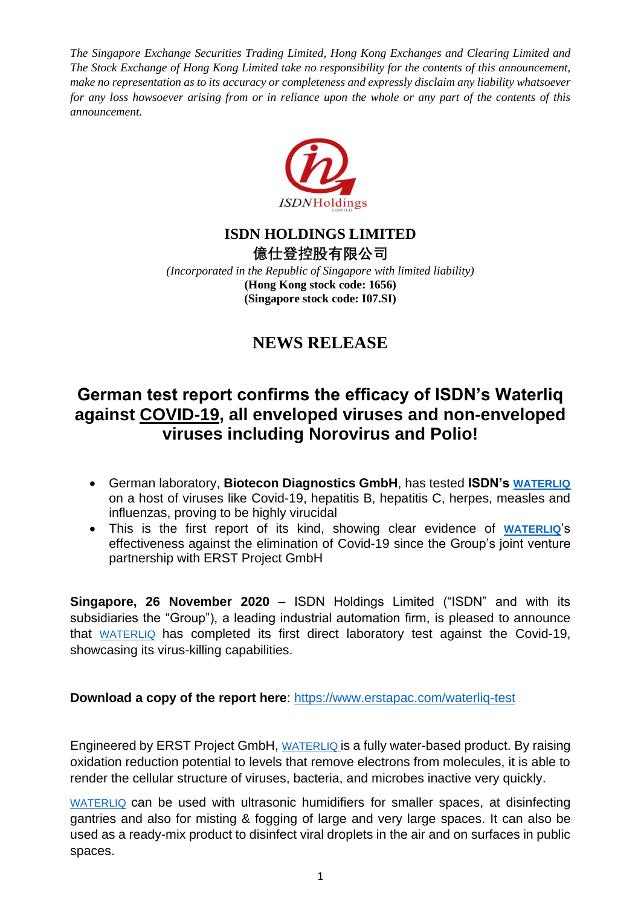*The Singapore Exchange Securities Trading Limited, Hong Kong Exchanges and Clearing Limited and The Stock Exchange of Hong Kong Limited take no responsibility for the contents of this announcement, make no representation as to its accuracy or completeness and expressly disclaim any liability whatsoever for any loss howsoever arising from or in reliance upon the whole or any part of the contents of this announcement.*

**ISDN HOLDINGS LIMITED**

**億仕登控股有限公司**

*(Incorporated in the Republic of Singapore with limited liability)*

**(Hong Kong stock code: 1656)**

**(Singapore stock code: I07.SI)**

# NEWS RELEASE

## German test report confirms the efficacy of ISDN's Waterliq against COVID-19, all enveloped viruses and non-enveloped viruses including Norovirus and Polio!

- German laboratory, **Biotecon Diagnostics GmbH**, has tested **ISDN's WATERLIQ** on a host of viruses like Covid-19, hepatitis B, hepatitis C, herpes, measles and influenzas, proving to be highly virucidal
- This is the first report of its kind, showing clear evidence of **WATERLIQ**'s effectiveness against the elimination of Covid-19 since the Group's joint venture partnership with ERST Project GmbH

**Singapore, 26 November 2020** – ISDN Holdings Limited ("ISDN" and with its subsidiaries the "Group"), a leading industrial automation firm, is pleased to announce that WATERLIQ has completed its first direct laboratory test against the Covid-19, showcasing its virus-killing capabilities.

**Download a copy of the report here**: https://www.erstapac.com/waterliq-test

Engineered by ERST Project GmbH, WATERLIQ is a fully water-based product. By raising oxidation reduction potential to levels that remove electrons from molecules, it is able to render the cellular structure of viruses, bacteria, and microbes inactive very quickly.

WATERLIQ can be used with ultrasonic humidifiers for smaller spaces, at disinfecting gantries and also for misting & fogging of large and very large spaces. It can also be used as a ready-mix product to disinfect viral droplets in the air and on surfaces in public spaces.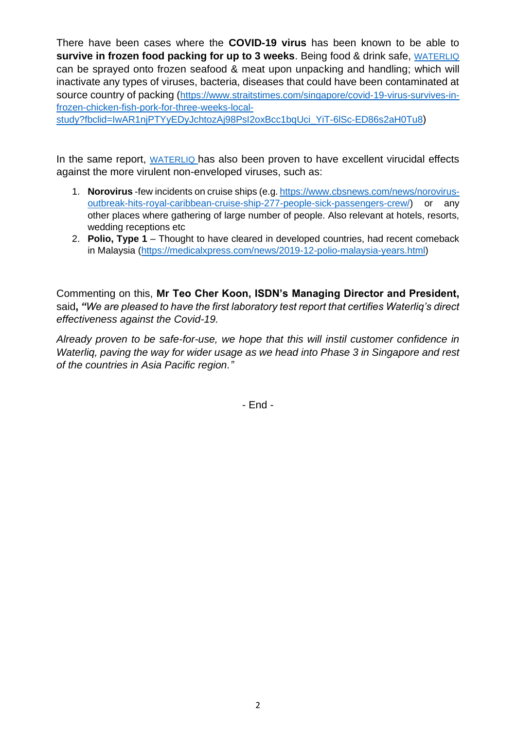There have been cases where the **COVID-19 virus** has been known to be able to **survive in frozen food packing for up to 3 weeks**. Being food & drink safe, [WATERLIQ]() can be sprayed onto frozen seafood & meat upon unpacking and handling; which will inactivate any types of viruses, bacteria, diseases that could have been contaminated at source country of packing (https://www.straitstimes.com/singapore/covid-19-virus-survives-in-frozen-chicken-fish-pork-for-three-weeks-local-study?fbclid=IwAR1njPTYyEDyJchtozAj98PsI2oxBcc1bqUci_YiT-6lSc-ED86s2aH0Tu8)

In the same report, WATERLIQ has also been proven to have excellent virucidal effects against the more virulent non-enveloped viruses, such as:

1. **Norovirus** -few incidents on cruise ships (e.g. https://www.cbsnews.com/news/norovirus-outbreak-hits-royal-caribbean-cruise-ship-277-people-sick-passengers-crew/) or any other places where gathering of large number of people. Also relevant at hotels, resorts, wedding receptions etc
2. **Polio, Type 1** – Thought to have cleared in developed countries, had recent comeback in Malaysia (https://medicalxpress.com/news/2019-12-polio-malaysia-years.html)

Commenting on this, **Mr Teo Cher Koon, ISDN's Managing Director and President,** said**,** ***"****We are pleased to have the first laboratory test report that certifies Waterliq's direct effectiveness against the Covid-19.*

*Already proven to be safe-for-use, we hope that this will instil customer confidence in Waterliq, paving the way for wider usage as we head into Phase 3 in Singapore and rest of the countries in Asia Pacific region."*

- End -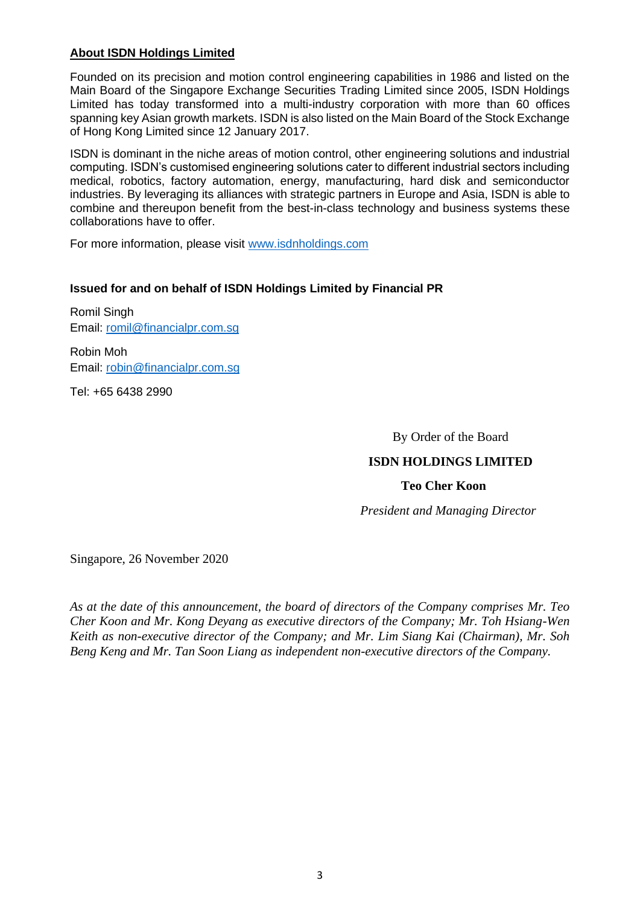## About ISDN Holdings Limited

Founded on its precision and motion control engineering capabilities in 1986 and listed on the Main Board of the Singapore Exchange Securities Trading Limited since 2005, ISDN Holdings Limited has today transformed into a multi-industry corporation with more than 60 offices spanning key Asian growth markets. ISDN is also listed on the Main Board of the Stock Exchange of Hong Kong Limited since 12 January 2017.

ISDN is dominant in the niche areas of motion control, other engineering solutions and industrial computing. ISDN's customised engineering solutions cater to different industrial sectors including medical, robotics, factory automation, energy, manufacturing, hard disk and semiconductor industries. By leveraging its alliances with strategic partners in Europe and Asia, ISDN is able to combine and thereupon benefit from the best-in-class technology and business systems these collaborations have to offer.

For more information, please visit www.isdnholdings.com

**Issued for and on behalf of ISDN Holdings Limited by Financial PR**

Romil Singh
Email: romil@financialpr.com.sg

Robin Moh
Email: robin@financialpr.com.sg

Tel: +65 6438 2990

By Order of the Board

**ISDN HOLDINGS LIMITED**

**Teo Cher Koon**

*President and Managing Director*

Singapore, 26 November 2020

*As at the date of this announcement, the board of directors of the Company comprises Mr. Teo Cher Koon and Mr. Kong Deyang as executive directors of the Company; Mr. Toh Hsiang-Wen Keith as non-executive director of the Company; and Mr. Lim Siang Kai (Chairman), Mr. Soh Beng Keng and Mr. Tan Soon Liang as independent non-executive directors of the Company.*